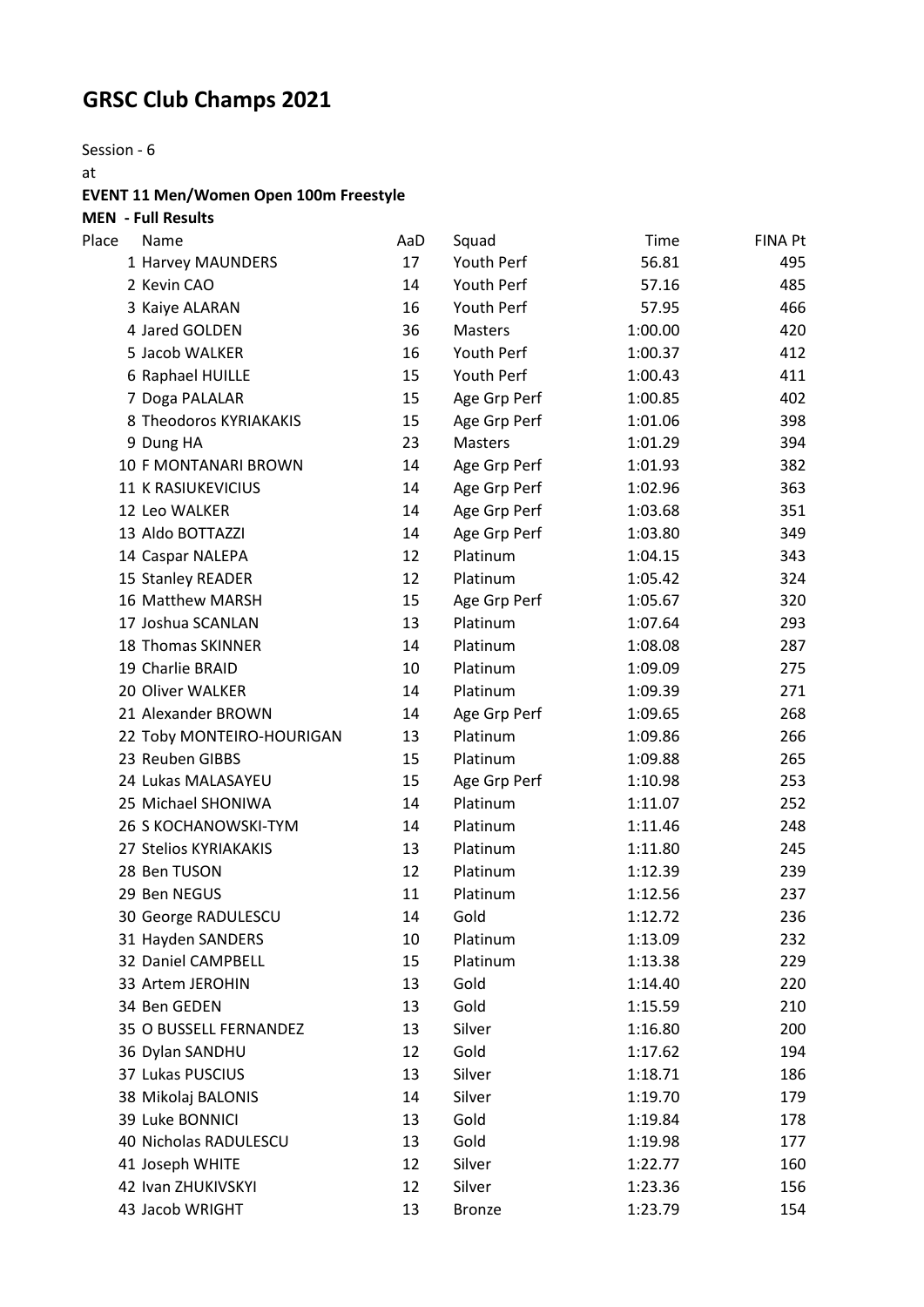# GRSC Club Champs 2021

Session - 6

at

**EVENT 11 Men/Women Open 100m Freestyle**

**MEN - Full Results**

| Place | Name | AaD | Squad | Time | FINA Pt |
|---|---|---|---|---|---|
| 1 | Harvey MAUNDERS | 17 | Youth Perf | 56.81 | 495 |
| 2 | Kevin CAO | 14 | Youth Perf | 57.16 | 485 |
| 3 | Kaiye ALARAN | 16 | Youth Perf | 57.95 | 466 |
| 4 | Jared GOLDEN | 36 | Masters | 1:00.00 | 420 |
| 5 | Jacob WALKER | 16 | Youth Perf | 1:00.37 | 412 |
| 6 | Raphael HUILLE | 15 | Youth Perf | 1:00.43 | 411 |
| 7 | Doga PALALAR | 15 | Age Grp Perf | 1:00.85 | 402 |
| 8 | Theodoros KYRIAKAKIS | 15 | Age Grp Perf | 1:01.06 | 398 |
| 9 | Dung HA | 23 | Masters | 1:01.29 | 394 |
| 10 | F MONTANARI BROWN | 14 | Age Grp Perf | 1:01.93 | 382 |
| 11 | K RASIUKEVICIUS | 14 | Age Grp Perf | 1:02.96 | 363 |
| 12 | Leo WALKER | 14 | Age Grp Perf | 1:03.68 | 351 |
| 13 | Aldo BOTTAZZI | 14 | Age Grp Perf | 1:03.80 | 349 |
| 14 | Caspar NALEPA | 12 | Platinum | 1:04.15 | 343 |
| 15 | Stanley READER | 12 | Platinum | 1:05.42 | 324 |
| 16 | Matthew MARSH | 15 | Age Grp Perf | 1:05.67 | 320 |
| 17 | Joshua SCANLAN | 13 | Platinum | 1:07.64 | 293 |
| 18 | Thomas SKINNER | 14 | Platinum | 1:08.08 | 287 |
| 19 | Charlie BRAID | 10 | Platinum | 1:09.09 | 275 |
| 20 | Oliver WALKER | 14 | Platinum | 1:09.39 | 271 |
| 21 | Alexander BROWN | 14 | Age Grp Perf | 1:09.65 | 268 |
| 22 | Toby MONTEIRO-HOURIGAN | 13 | Platinum | 1:09.86 | 266 |
| 23 | Reuben GIBBS | 15 | Platinum | 1:09.88 | 265 |
| 24 | Lukas MALASAYEU | 15 | Age Grp Perf | 1:10.98 | 253 |
| 25 | Michael SHONIWA | 14 | Platinum | 1:11.07 | 252 |
| 26 | S KOCHANOWSKI-TYM | 14 | Platinum | 1:11.46 | 248 |
| 27 | Stelios KYRIAKAKIS | 13 | Platinum | 1:11.80 | 245 |
| 28 | Ben TUSON | 12 | Platinum | 1:12.39 | 239 |
| 29 | Ben NEGUS | 11 | Platinum | 1:12.56 | 237 |
| 30 | George RADULESCU | 14 | Gold | 1:12.72 | 236 |
| 31 | Hayden SANDERS | 10 | Platinum | 1:13.09 | 232 |
| 32 | Daniel CAMPBELL | 15 | Platinum | 1:13.38 | 229 |
| 33 | Artem JEROHIN | 13 | Gold | 1:14.40 | 220 |
| 34 | Ben GEDEN | 13 | Gold | 1:15.59 | 210 |
| 35 | O BUSSELL FERNANDEZ | 13 | Silver | 1:16.80 | 200 |
| 36 | Dylan SANDHU | 12 | Gold | 1:17.62 | 194 |
| 37 | Lukas PUSCIUS | 13 | Silver | 1:18.71 | 186 |
| 38 | Mikolaj BALONIS | 14 | Silver | 1:19.70 | 179 |
| 39 | Luke BONNICI | 13 | Gold | 1:19.84 | 178 |
| 40 | Nicholas RADULESCU | 13 | Gold | 1:19.98 | 177 |
| 41 | Joseph WHITE | 12 | Silver | 1:22.77 | 160 |
| 42 | Ivan ZHUKIVSKYI | 12 | Silver | 1:23.36 | 156 |
| 43 | Jacob WRIGHT | 13 | Bronze | 1:23.79 | 154 |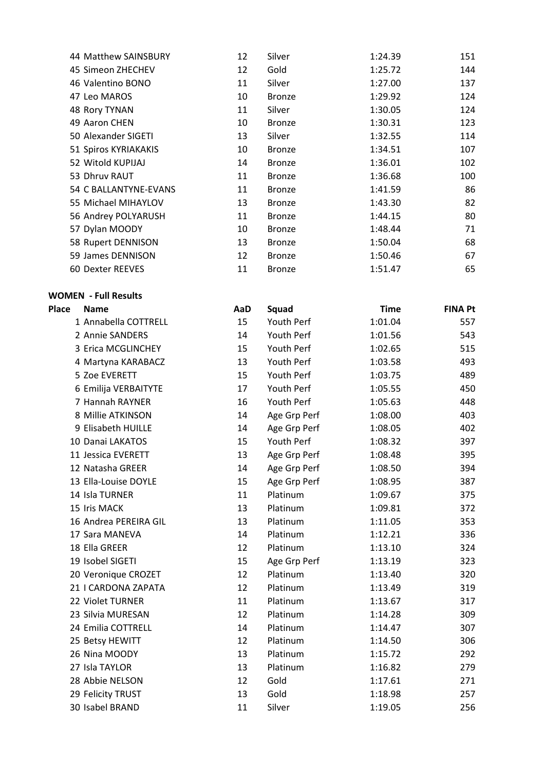| | | | | |
|---|---|---|---|---|
| 44 Matthew SAINSBURY | 12 | Silver | 1:24.39 | 151 |
| 45 Simeon ZHECHEV | 12 | Gold | 1:25.72 | 144 |
| 46 Valentino BONO | 11 | Silver | 1:27.00 | 137 |
| 47 Leo MAROS | 10 | Bronze | 1:29.92 | 124 |
| 48 Rory TYNAN | 11 | Silver | 1:30.05 | 124 |
| 49 Aaron CHEN | 10 | Bronze | 1:30.31 | 123 |
| 50 Alexander SIGETI | 13 | Silver | 1:32.55 | 114 |
| 51 Spiros KYRIAKAKIS | 10 | Bronze | 1:34.51 | 107 |
| 52 Witold KUPIJAJ | 14 | Bronze | 1:36.01 | 102 |
| 53 Dhruv RAUT | 11 | Bronze | 1:36.68 | 100 |
| 54 C BALLANTYNE-EVANS | 11 | Bronze | 1:41.59 | 86 |
| 55 Michael MIHAYLOV | 13 | Bronze | 1:43.30 | 82 |
| 56 Andrey POLYARUSH | 11 | Bronze | 1:44.15 | 80 |
| 57 Dylan MOODY | 10 | Bronze | 1:48.44 | 71 |
| 58 Rupert DENNISON | 13 | Bronze | 1:50.04 | 68 |
| 59 James DENNISON | 12 | Bronze | 1:50.46 | 67 |
| 60 Dexter REEVES | 11 | Bronze | 1:51.47 | 65 |

**WOMEN - Full Results**

| Place | Name | AaD | Squad | Time | FINA Pt |
|---|---|---|---|---|---|
| 1 | Annabella COTTRELL | 15 | Youth Perf | 1:01.04 | 557 |
| 2 | Annie SANDERS | 14 | Youth Perf | 1:01.56 | 543 |
| 3 | Erica MCGLINCHEY | 15 | Youth Perf | 1:02.65 | 515 |
| 4 | Martyna KARABACZ | 13 | Youth Perf | 1:03.58 | 493 |
| 5 | Zoe EVERETT | 15 | Youth Perf | 1:03.75 | 489 |
| 6 | Emilija VERBAITYTE | 17 | Youth Perf | 1:05.55 | 450 |
| 7 | Hannah RAYNER | 16 | Youth Perf | 1:05.63 | 448 |
| 8 | Millie ATKINSON | 14 | Age Grp Perf | 1:08.00 | 403 |
| 9 | Elisabeth HUILLE | 14 | Age Grp Perf | 1:08.05 | 402 |
| 10 | Danai LAKATOS | 15 | Youth Perf | 1:08.32 | 397 |
| 11 | Jessica EVERETT | 13 | Age Grp Perf | 1:08.48 | 395 |
| 12 | Natasha GREER | 14 | Age Grp Perf | 1:08.50 | 394 |
| 13 | Ella-Louise DOYLE | 15 | Age Grp Perf | 1:08.95 | 387 |
| 14 | Isla TURNER | 11 | Platinum | 1:09.67 | 375 |
| 15 | Iris MACK | 13 | Platinum | 1:09.81 | 372 |
| 16 | Andrea PEREIRA GIL | 13 | Platinum | 1:11.05 | 353 |
| 17 | Sara MANEVA | 14 | Platinum | 1:12.21 | 336 |
| 18 | Ella GREER | 12 | Platinum | 1:13.10 | 324 |
| 19 | Isobel SIGETI | 15 | Age Grp Perf | 1:13.19 | 323 |
| 20 | Veronique CROZET | 12 | Platinum | 1:13.40 | 320 |
| 21 | I CARDONA ZAPATA | 12 | Platinum | 1:13.49 | 319 |
| 22 | Violet TURNER | 11 | Platinum | 1:13.67 | 317 |
| 23 | Silvia MURESAN | 12 | Platinum | 1:14.28 | 309 |
| 24 | Emilia COTTRELL | 14 | Platinum | 1:14.47 | 307 |
| 25 | Betsy HEWITT | 12 | Platinum | 1:14.50 | 306 |
| 26 | Nina MOODY | 13 | Platinum | 1:15.72 | 292 |
| 27 | Isla TAYLOR | 13 | Platinum | 1:16.82 | 279 |
| 28 | Abbie NELSON | 12 | Gold | 1:17.61 | 271 |
| 29 | Felicity TRUST | 13 | Gold | 1:18.98 | 257 |
| 30 | Isabel BRAND | 11 | Silver | 1:19.05 | 256 |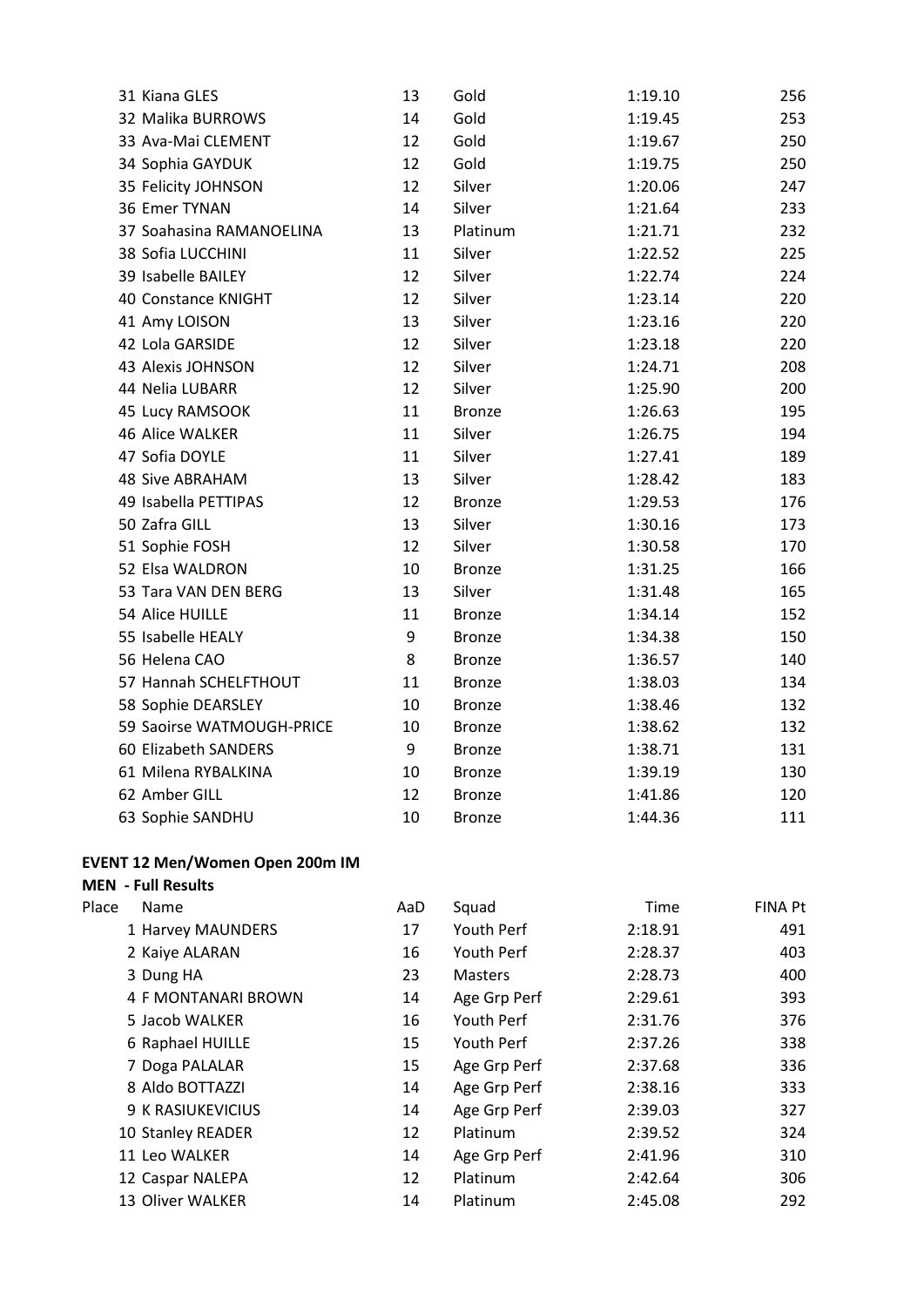| Place | Name | AaD | Squad | Time | FINA Pt |
|---|---|---|---|---|---|
| 31 | Kiana GLES | 13 | Gold | 1:19.10 | 256 |
| 32 | Malika BURROWS | 14 | Gold | 1:19.45 | 253 |
| 33 | Ava-Mai CLEMENT | 12 | Gold | 1:19.67 | 250 |
| 34 | Sophia GAYDUK | 12 | Gold | 1:19.75 | 250 |
| 35 | Felicity JOHNSON | 12 | Silver | 1:20.06 | 247 |
| 36 | Emer TYNAN | 14 | Silver | 1:21.64 | 233 |
| 37 | Soahasina RAMANOELINA | 13 | Platinum | 1:21.71 | 232 |
| 38 | Sofia LUCCHINI | 11 | Silver | 1:22.52 | 225 |
| 39 | Isabelle BAILEY | 12 | Silver | 1:22.74 | 224 |
| 40 | Constance KNIGHT | 12 | Silver | 1:23.14 | 220 |
| 41 | Amy LOISON | 13 | Silver | 1:23.16 | 220 |
| 42 | Lola GARSIDE | 12 | Silver | 1:23.18 | 220 |
| 43 | Alexis JOHNSON | 12 | Silver | 1:24.71 | 208 |
| 44 | Nelia LUBARR | 12 | Silver | 1:25.90 | 200 |
| 45 | Lucy RAMSOOK | 11 | Bronze | 1:26.63 | 195 |
| 46 | Alice WALKER | 11 | Silver | 1:26.75 | 194 |
| 47 | Sofia DOYLE | 11 | Silver | 1:27.41 | 189 |
| 48 | Sive ABRAHAM | 13 | Silver | 1:28.42 | 183 |
| 49 | Isabella PETTIPAS | 12 | Bronze | 1:29.53 | 176 |
| 50 | Zafra GILL | 13 | Silver | 1:30.16 | 173 |
| 51 | Sophie FOSH | 12 | Silver | 1:30.58 | 170 |
| 52 | Elsa WALDRON | 10 | Bronze | 1:31.25 | 166 |
| 53 | Tara VAN DEN BERG | 13 | Silver | 1:31.48 | 165 |
| 54 | Alice HUILLE | 11 | Bronze | 1:34.14 | 152 |
| 55 | Isabelle HEALY | 9 | Bronze | 1:34.38 | 150 |
| 56 | Helena CAO | 8 | Bronze | 1:36.57 | 140 |
| 57 | Hannah SCHELFTHOUT | 11 | Bronze | 1:38.03 | 134 |
| 58 | Sophie DEARSLEY | 10 | Bronze | 1:38.46 | 132 |
| 59 | Saoirse WATMOUGH-PRICE | 10 | Bronze | 1:38.62 | 132 |
| 60 | Elizabeth SANDERS | 9 | Bronze | 1:38.71 | 131 |
| 61 | Milena RYBALKINA | 10 | Bronze | 1:39.19 | 130 |
| 62 | Amber GILL | 12 | Bronze | 1:41.86 | 120 |
| 63 | Sophie SANDHU | 10 | Bronze | 1:44.36 | 111 |

**EVENT 12 Men/Women Open 200m IM**

**MEN - Full Results**

| Place | Name | AaD | Squad | Time | FINA Pt |
|---|---|---|---|---|---|
| 1 | Harvey MAUNDERS | 17 | Youth Perf | 2:18.91 | 491 |
| 2 | Kaiye ALARAN | 16 | Youth Perf | 2:28.37 | 403 |
| 3 | Dung HA | 23 | Masters | 2:28.73 | 400 |
| 4 | F MONTANARI BROWN | 14 | Age Grp Perf | 2:29.61 | 393 |
| 5 | Jacob WALKER | 16 | Youth Perf | 2:31.76 | 376 |
| 6 | Raphael HUILLE | 15 | Youth Perf | 2:37.26 | 338 |
| 7 | Doga PALALAR | 15 | Age Grp Perf | 2:37.68 | 336 |
| 8 | Aldo BOTTAZZI | 14 | Age Grp Perf | 2:38.16 | 333 |
| 9 | K RASIUKEVICIUS | 14 | Age Grp Perf | 2:39.03 | 327 |
| 10 | Stanley READER | 12 | Platinum | 2:39.52 | 324 |
| 11 | Leo WALKER | 14 | Age Grp Perf | 2:41.96 | 310 |
| 12 | Caspar NALEPA | 12 | Platinum | 2:42.64 | 306 |
| 13 | Oliver WALKER | 14 | Platinum | 2:45.08 | 292 |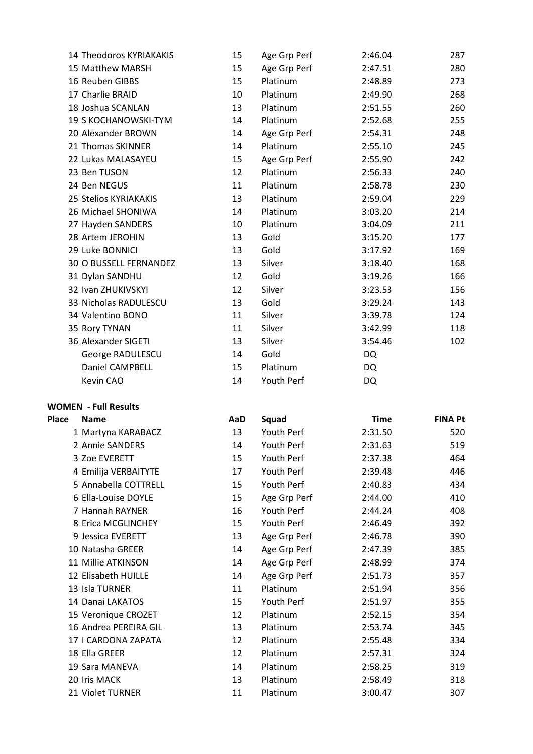| Place | Name | AaD | Squad | Time | FINA Pt |
|---|---|---|---|---|---|
| 14 | Theodoros KYRIAKAKIS | 15 | Age Grp Perf | 2:46.04 | 287 |
| 15 | Matthew MARSH | 15 | Age Grp Perf | 2:47.51 | 280 |
| 16 | Reuben GIBBS | 15 | Platinum | 2:48.89 | 273 |
| 17 | Charlie BRAID | 10 | Platinum | 2:49.90 | 268 |
| 18 | Joshua SCANLAN | 13 | Platinum | 2:51.55 | 260 |
| 19 | S KOCHANOWSKI-TYM | 14 | Platinum | 2:52.68 | 255 |
| 20 | Alexander BROWN | 14 | Age Grp Perf | 2:54.31 | 248 |
| 21 | Thomas SKINNER | 14 | Platinum | 2:55.10 | 245 |
| 22 | Lukas MALASAYEU | 15 | Age Grp Perf | 2:55.90 | 242 |
| 23 | Ben TUSON | 12 | Platinum | 2:56.33 | 240 |
| 24 | Ben NEGUS | 11 | Platinum | 2:58.78 | 230 |
| 25 | Stelios KYRIAKAKIS | 13 | Platinum | 2:59.04 | 229 |
| 26 | Michael SHONIWA | 14 | Platinum | 3:03.20 | 214 |
| 27 | Hayden SANDERS | 10 | Platinum | 3:04.09 | 211 |
| 28 | Artem JEROHIN | 13 | Gold | 3:15.20 | 177 |
| 29 | Luke BONNICI | 13 | Gold | 3:17.92 | 169 |
| 30 | O BUSSELL FERNANDEZ | 13 | Silver | 3:18.40 | 168 |
| 31 | Dylan SANDHU | 12 | Gold | 3:19.26 | 166 |
| 32 | Ivan ZHUKIVSKYI | 12 | Silver | 3:23.53 | 156 |
| 33 | Nicholas RADULESCU | 13 | Gold | 3:29.24 | 143 |
| 34 | Valentino BONO | 11 | Silver | 3:39.78 | 124 |
| 35 | Rory TYNAN | 11 | Silver | 3:42.99 | 118 |
| 36 | Alexander SIGETI | 13 | Silver | 3:54.46 | 102 |
| | George RADULESCU | 14 | Gold | DQ | |
| | Daniel CAMPBELL | 15 | Platinum | DQ | |
| | Kevin CAO | 14 | Youth Perf | DQ | |

**WOMEN - Full Results**

| Place | Name | AaD | Squad | Time | FINA Pt |
|---|---|---|---|---|---|
| 1 | Martyna KARABACZ | 13 | Youth Perf | 2:31.50 | 520 |
| 2 | Annie SANDERS | 14 | Youth Perf | 2:31.63 | 519 |
| 3 | Zoe EVERETT | 15 | Youth Perf | 2:37.38 | 464 |
| 4 | Emilija VERBAITYTE | 17 | Youth Perf | 2:39.48 | 446 |
| 5 | Annabella COTTRELL | 15 | Youth Perf | 2:40.83 | 434 |
| 6 | Ella-Louise DOYLE | 15 | Age Grp Perf | 2:44.00 | 410 |
| 7 | Hannah RAYNER | 16 | Youth Perf | 2:44.24 | 408 |
| 8 | Erica MCGLINCHEY | 15 | Youth Perf | 2:46.49 | 392 |
| 9 | Jessica EVERETT | 13 | Age Grp Perf | 2:46.78 | 390 |
| 10 | Natasha GREER | 14 | Age Grp Perf | 2:47.39 | 385 |
| 11 | Millie ATKINSON | 14 | Age Grp Perf | 2:48.99 | 374 |
| 12 | Elisabeth HUILLE | 14 | Age Grp Perf | 2:51.73 | 357 |
| 13 | Isla TURNER | 11 | Platinum | 2:51.94 | 356 |
| 14 | Danai LAKATOS | 15 | Youth Perf | 2:51.97 | 355 |
| 15 | Veronique CROZET | 12 | Platinum | 2:52.15 | 354 |
| 16 | Andrea PEREIRA GIL | 13 | Platinum | 2:53.74 | 345 |
| 17 | I CARDONA ZAPATA | 12 | Platinum | 2:55.48 | 334 |
| 18 | Ella GREER | 12 | Platinum | 2:57.31 | 324 |
| 19 | Sara MANEVA | 14 | Platinum | 2:58.25 | 319 |
| 20 | Iris MACK | 13 | Platinum | 2:58.49 | 318 |
| 21 | Violet TURNER | 11 | Platinum | 3:00.47 | 307 |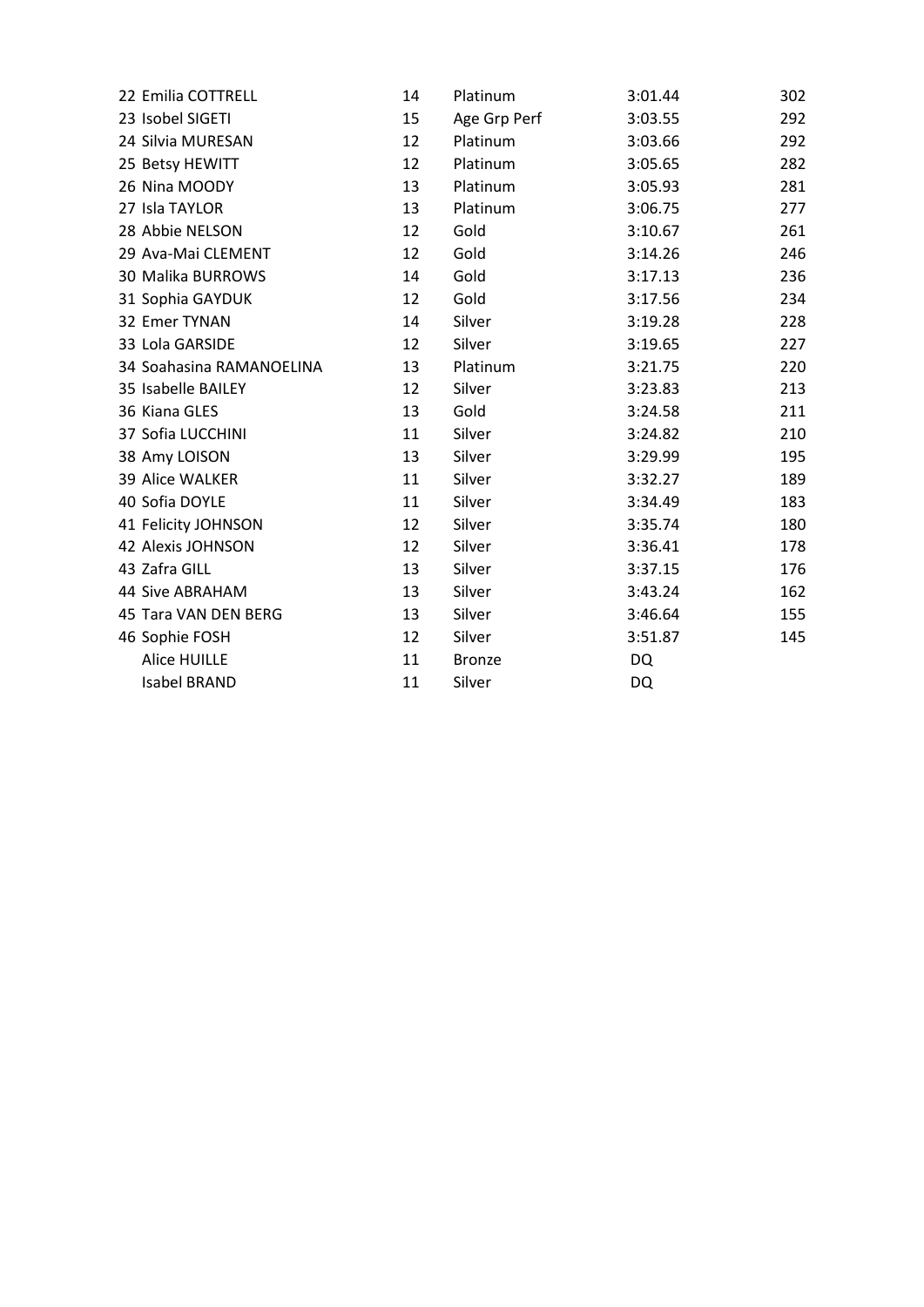| | | | | | |
|---|---|---|---|---|---|
| 22 | Emilia COTTRELL | 14 | Platinum | 3:01.44 | 302 |
| 23 | Isobel SIGETI | 15 | Age Grp Perf | 3:03.55 | 292 |
| 24 | Silvia MURESAN | 12 | Platinum | 3:03.66 | 292 |
| 25 | Betsy HEWITT | 12 | Platinum | 3:05.65 | 282 |
| 26 | Nina MOODY | 13 | Platinum | 3:05.93 | 281 |
| 27 | Isla TAYLOR | 13 | Platinum | 3:06.75 | 277 |
| 28 | Abbie NELSON | 12 | Gold | 3:10.67 | 261 |
| 29 | Ava-Mai CLEMENT | 12 | Gold | 3:14.26 | 246 |
| 30 | Malika BURROWS | 14 | Gold | 3:17.13 | 236 |
| 31 | Sophia GAYDUK | 12 | Gold | 3:17.56 | 234 |
| 32 | Emer TYNAN | 14 | Silver | 3:19.28 | 228 |
| 33 | Lola GARSIDE | 12 | Silver | 3:19.65 | 227 |
| 34 | Soahasina RAMANOELINA | 13 | Platinum | 3:21.75 | 220 |
| 35 | Isabelle BAILEY | 12 | Silver | 3:23.83 | 213 |
| 36 | Kiana GLES | 13 | Gold | 3:24.58 | 211 |
| 37 | Sofia LUCCHINI | 11 | Silver | 3:24.82 | 210 |
| 38 | Amy LOISON | 13 | Silver | 3:29.99 | 195 |
| 39 | Alice WALKER | 11 | Silver | 3:32.27 | 189 |
| 40 | Sofia DOYLE | 11 | Silver | 3:34.49 | 183 |
| 41 | Felicity JOHNSON | 12 | Silver | 3:35.74 | 180 |
| 42 | Alexis JOHNSON | 12 | Silver | 3:36.41 | 178 |
| 43 | Zafra GILL | 13 | Silver | 3:37.15 | 176 |
| 44 | Sive ABRAHAM | 13 | Silver | 3:43.24 | 162 |
| 45 | Tara VAN DEN BERG | 13 | Silver | 3:46.64 | 155 |
| 46 | Sophie FOSH | 12 | Silver | 3:51.87 | 145 |
| | Alice HUILLE | 11 | Bronze | DQ | |
| | Isabel BRAND | 11 | Silver | DQ | |